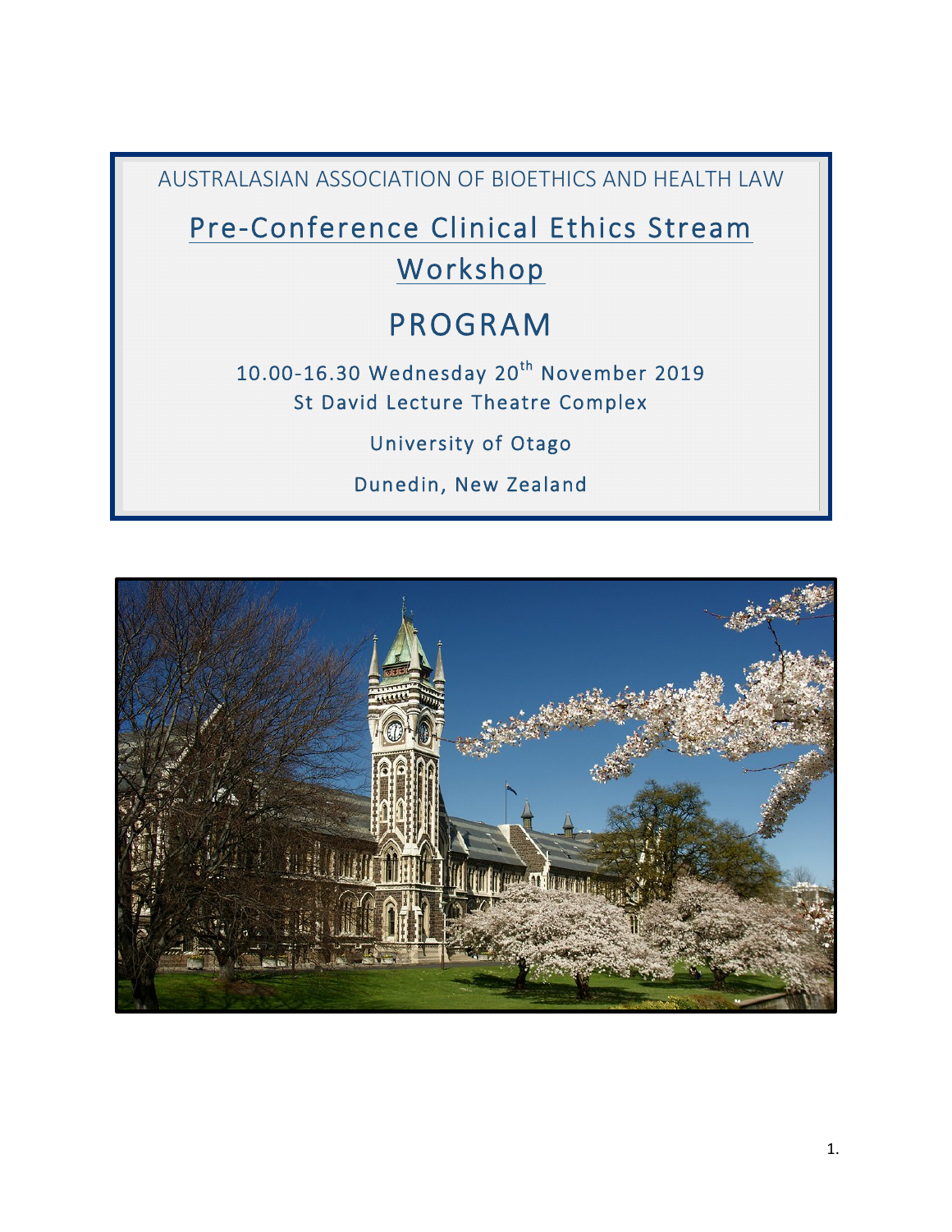AUSTRALASIAN ASSOCIATION OF BIOETHICS AND HEALTH LAW

# Pre-Conference Clinical Ethics Stream Workshop

# PROGRAM

10.00-16.30 Wednesday 20th November 2019

St David Lecture Theatre Complex

University of Otago

Dunedin, New Zealand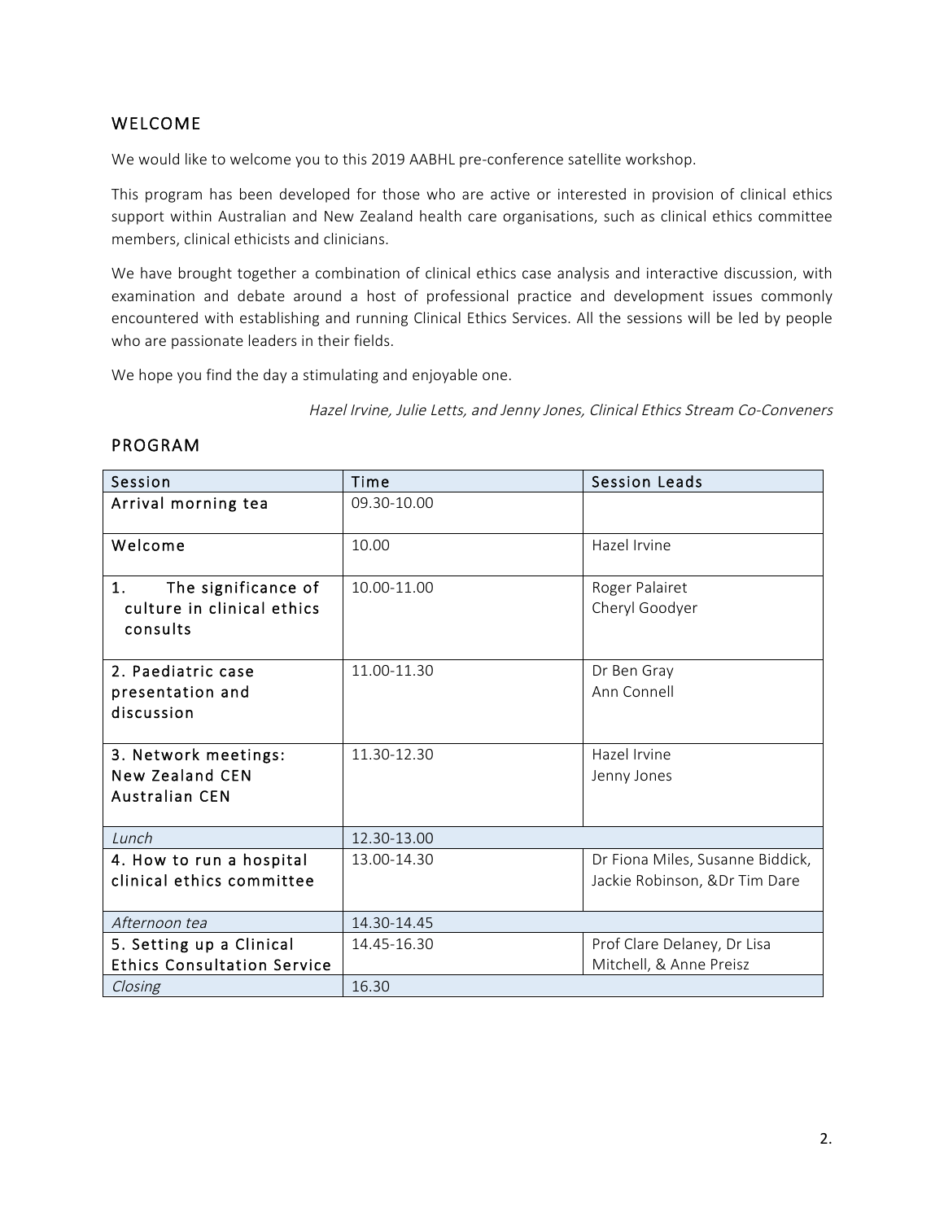## WELCOME

We would like to welcome you to this 2019 AABHL pre-conference satellite workshop.

This program has been developed for those who are active or interested in provision of clinical ethics support within Australian and New Zealand health care organisations, such as clinical ethics committee members, clinical ethicists and clinicians.

We have brought together a combination of clinical ethics case analysis and interactive discussion, with examination and debate around a host of professional practice and development issues commonly encountered with establishing and running Clinical Ethics Services. All the sessions will be led by people who are passionate leaders in their fields.

We hope you find the day a stimulating and enjoyable one.

*Hazel Irvine, Julie Letts, and Jenny Jones, Clinical Ethics Stream Co-Conveners*

## PROGRAM

| Session | Time | Session Leads |
|---|---|---|
| Arrival morning tea | 09.30-10.00 | |
| Welcome | 10.00 | Hazel Irvine |
| 1. The significance of culture in clinical ethics consults | 10.00-11.00 | Roger Palairet<br>Cheryl Goodyer |
| 2. Paediatric case presentation and discussion | 11.00-11.30 | Dr Ben Gray<br>Ann Connell |
| 3. Network meetings:<br>New Zealand CEN<br>Australian CEN | 11.30-12.30 | Hazel Irvine<br>Jenny Jones |
| *Lunch* | 12.30-13.00 | |
| 4. How to run a hospital clinical ethics committee | 13.00-14.30 | Dr Fiona Miles, Susanne Biddick, Jackie Robinson, &Dr Tim Dare |
| *Afternoon tea* | 14.30-14.45 | |
| 5. Setting up a Clinical Ethics Consultation Service | 14.45-16.30 | Prof Clare Delaney, Dr Lisa Mitchell, & Anne Preisz |
| *Closing* | 16.30 | |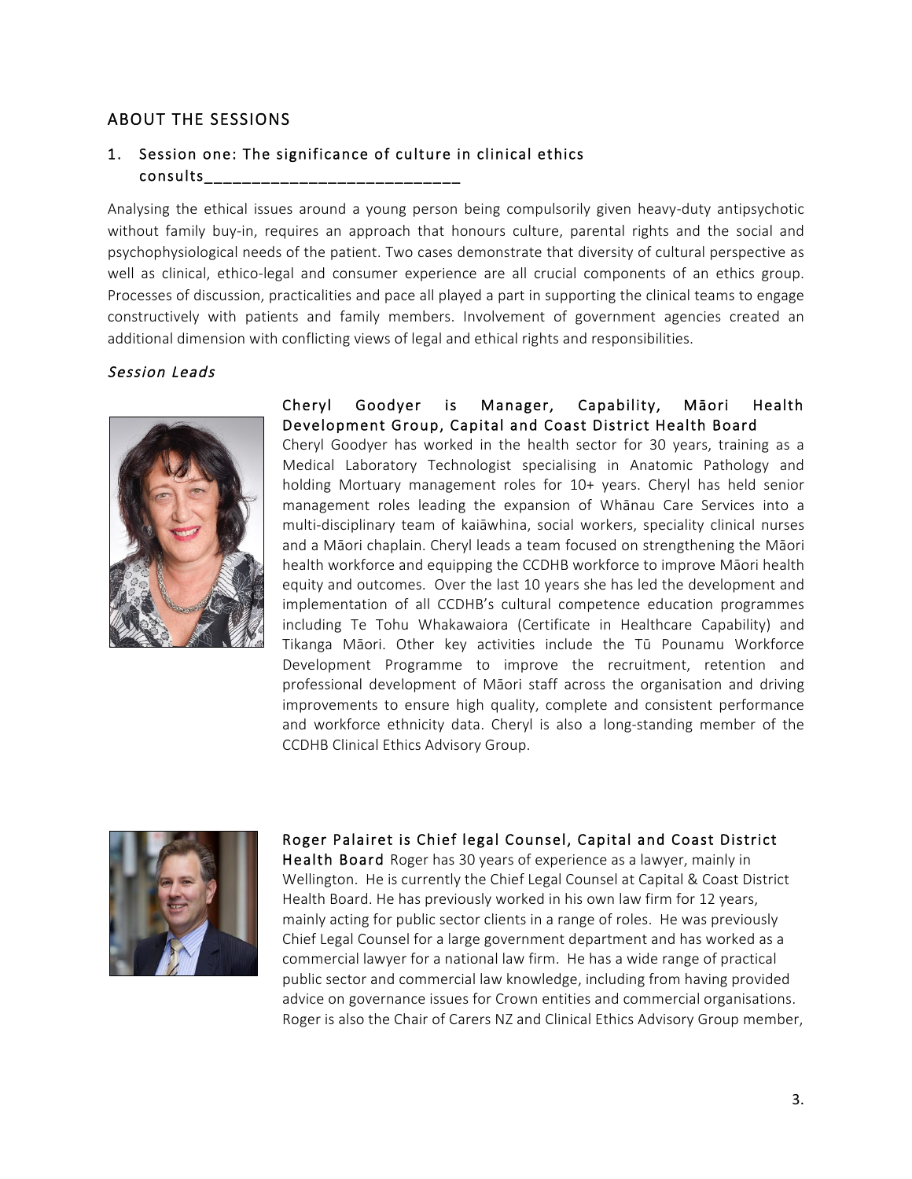## ABOUT THE SESSIONS

### 1. Session one: The significance of culture in clinical ethics consults___________________________

Analysing the ethical issues around a young person being compulsorily given heavy-duty antipsychotic without family buy-in, requires an approach that honours culture, parental rights and the social and psychophysiological needs of the patient. Two cases demonstrate that diversity of cultural perspective as well as clinical, ethico-legal and consumer experience are all crucial components of an ethics group. Processes of discussion, practicalities and pace all played a part in supporting the clinical teams to engage constructively with patients and family members. Involvement of government agencies created an additional dimension with conflicting views of legal and ethical rights and responsibilities.

*Session Leads*

**Cheryl Goodyer is Manager, Capability, Māori Health Development Group, Capital and Coast District Health Board** Cheryl Goodyer has worked in the health sector for 30 years, training as a Medical Laboratory Technologist specialising in Anatomic Pathology and holding Mortuary management roles for 10+ years. Cheryl has held senior management roles leading the expansion of Whānau Care Services into a multi-disciplinary team of kaiāwhina, social workers, speciality clinical nurses and a Māori chaplain. Cheryl leads a team focused on strengthening the Māori health workforce and equipping the CCDHB workforce to improve Māori health equity and outcomes. Over the last 10 years she has led the development and implementation of all CCDHB's cultural competence education programmes including Te Tohu Whakawaiora (Certificate in Healthcare Capability) and Tikanga Māori. Other key activities include the Tū Pounamu Workforce Development Programme to improve the recruitment, retention and professional development of Māori staff across the organisation and driving improvements to ensure high quality, complete and consistent performance and workforce ethnicity data. Cheryl is also a long-standing member of the CCDHB Clinical Ethics Advisory Group.

**Roger Palairet is Chief legal Counsel, Capital and Coast District Health Board** Roger has 30 years of experience as a lawyer, mainly in Wellington. He is currently the Chief Legal Counsel at Capital & Coast District Health Board. He has previously worked in his own law firm for 12 years, mainly acting for public sector clients in a range of roles. He was previously Chief Legal Counsel for a large government department and has worked as a commercial lawyer for a national law firm. He has a wide range of practical public sector and commercial law knowledge, including from having provided advice on governance issues for Crown entities and commercial organisations. Roger is also the Chair of Carers NZ and Clinical Ethics Advisory Group member,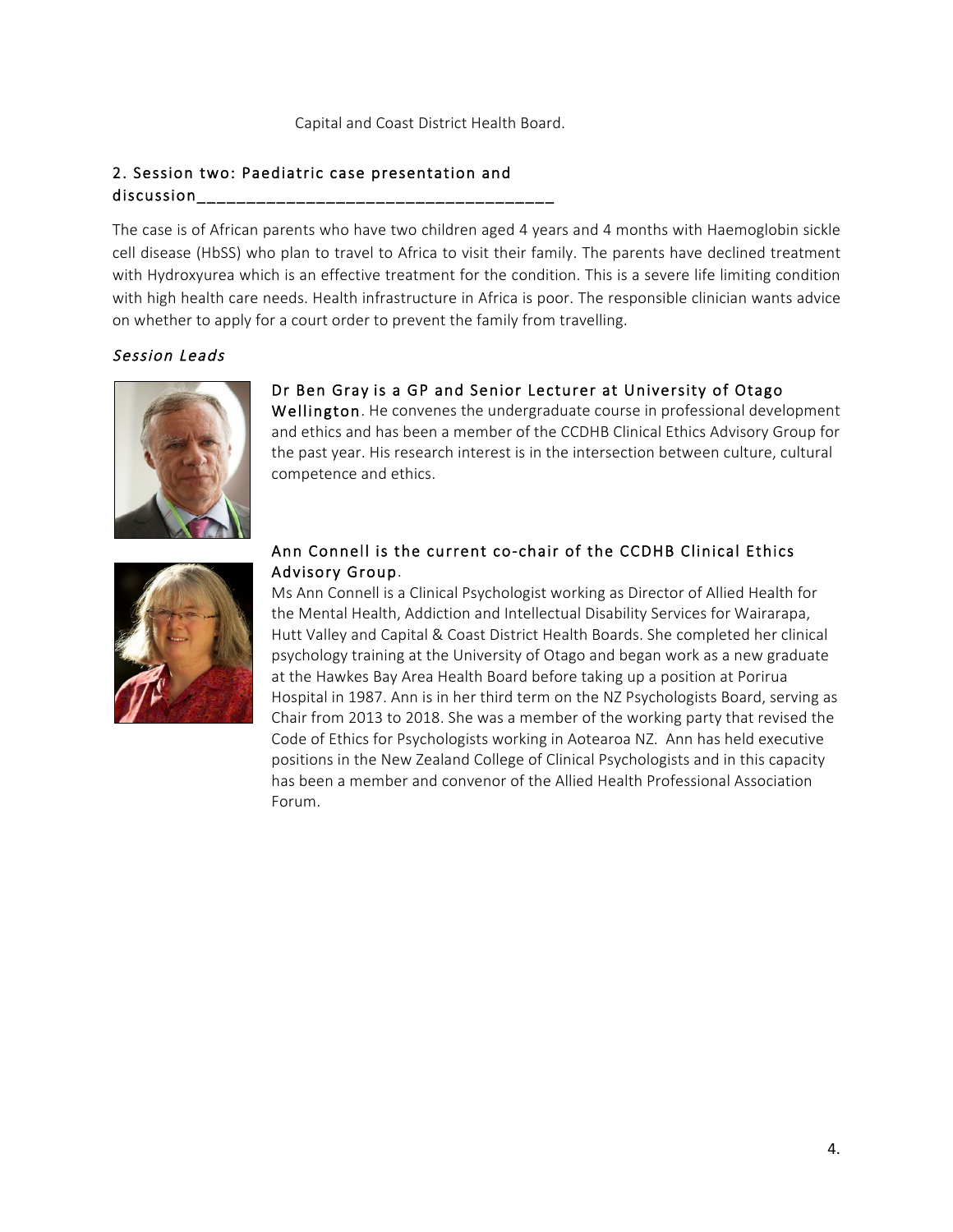Capital and Coast District Health Board.

## 2. Session two: Paediatric case presentation and discussion

The case is of African parents who have two children aged 4 years and 4 months with Haemoglobin sickle cell disease (HbSS) who plan to travel to Africa to visit their family. The parents have declined treatment with Hydroxyurea which is an effective treatment for the condition. This is a severe life limiting condition with high health care needs. Health infrastructure in Africa is poor. The responsible clinician wants advice on whether to apply for a court order to prevent the family from travelling.

### *Session Leads*

**Dr Ben Gray is a GP and Senior Lecturer at University of Otago Wellington**. He convenes the undergraduate course in professional development and ethics and has been a member of the CCDHB Clinical Ethics Advisory Group for the past year. His research interest is in the intersection between culture, cultural competence and ethics.

**Ann Connell is the current co-chair of the CCDHB Clinical Ethics Advisory Group**.

Ms Ann Connell is a Clinical Psychologist working as Director of Allied Health for the Mental Health, Addiction and Intellectual Disability Services for Wairarapa, Hutt Valley and Capital & Coast District Health Boards. She completed her clinical psychology training at the University of Otago and began work as a new graduate at the Hawkes Bay Area Health Board before taking up a position at Porirua Hospital in 1987. Ann is in her third term on the NZ Psychologists Board, serving as Chair from 2013 to 2018. She was a member of the working party that revised the Code of Ethics for Psychologists working in Aotearoa NZ. Ann has held executive positions in the New Zealand College of Clinical Psychologists and in this capacity has been a member and convenor of the Allied Health Professional Association Forum.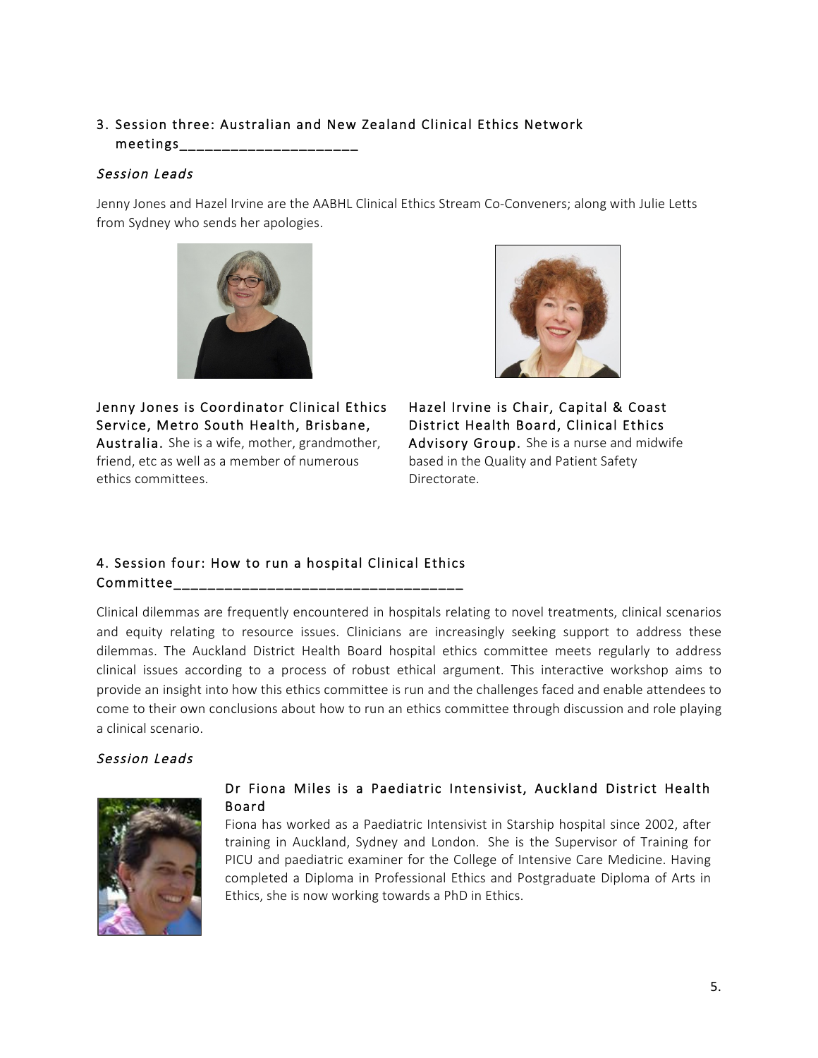## 3. Session three: Australian and New Zealand Clinical Ethics Network meetings

### *Session Leads*

Jenny Jones and Hazel Irvine are the AABHL Clinical Ethics Stream Co-Conveners; along with Julie Letts from Sydney who sends her apologies.

**Jenny Jones is Coordinator Clinical Ethics Service, Metro South Health, Brisbane, Australia.** She is a wife, mother, grandmother, friend, etc as well as a member of numerous ethics committees.

**Hazel Irvine is Chair, Capital & Coast District Health Board, Clinical Ethics Advisory Group.** She is a nurse and midwife based in the Quality and Patient Safety Directorate.

## 4. Session four: How to run a hospital Clinical Ethics Committee

Clinical dilemmas are frequently encountered in hospitals relating to novel treatments, clinical scenarios and equity relating to resource issues. Clinicians are increasingly seeking support to address these dilemmas. The Auckland District Health Board hospital ethics committee meets regularly to address clinical issues according to a process of robust ethical argument. This interactive workshop aims to provide an insight into how this ethics committee is run and the challenges faced and enable attendees to come to their own conclusions about how to run an ethics committee through discussion and role playing a clinical scenario.

### *Session Leads*

**Dr Fiona Miles is a Paediatric Intensivist, Auckland District Health Board**

Fiona has worked as a Paediatric Intensivist in Starship hospital since 2002, after training in Auckland, Sydney and London. She is the Supervisor of Training for PICU and paediatric examiner for the College of Intensive Care Medicine. Having completed a Diploma in Professional Ethics and Postgraduate Diploma of Arts in Ethics, she is now working towards a PhD in Ethics.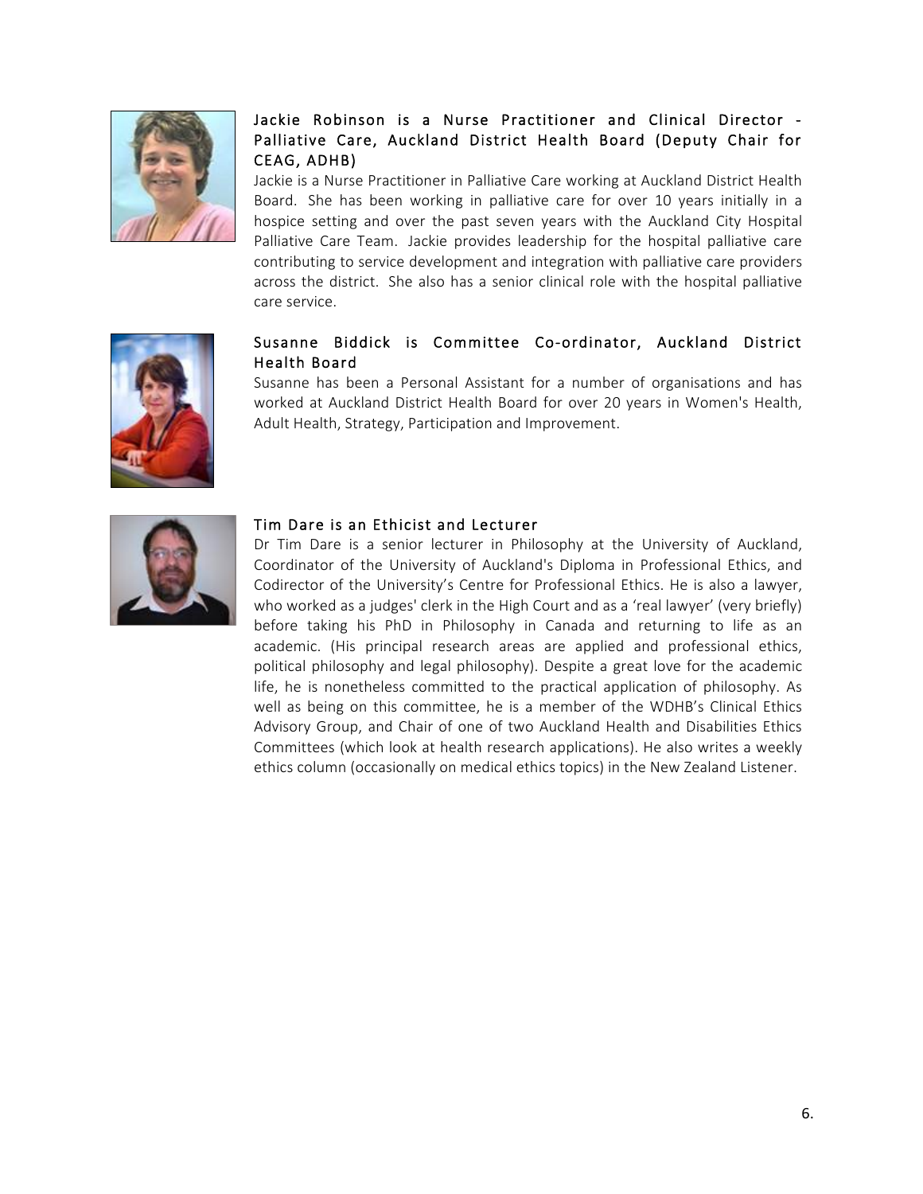### Jackie Robinson is a Nurse Practitioner and Clinical Director - Palliative Care, Auckland District Health Board (Deputy Chair for CEAG, ADHB)

Jackie is a Nurse Practitioner in Palliative Care working at Auckland District Health Board. She has been working in palliative care for over 10 years initially in a hospice setting and over the past seven years with the Auckland City Hospital Palliative Care Team. Jackie provides leadership for the hospital palliative care contributing to service development and integration with palliative care providers across the district. She also has a senior clinical role with the hospital palliative care service.

### Susanne Biddick is Committee Co-ordinator, Auckland District Health Board

Susanne has been a Personal Assistant for a number of organisations and has worked at Auckland District Health Board for over 20 years in Women's Health, Adult Health, Strategy, Participation and Improvement.

### Tim Dare is an Ethicist and Lecturer

Dr Tim Dare is a senior lecturer in Philosophy at the University of Auckland, Coordinator of the University of Auckland's Diploma in Professional Ethics, and Codirector of the University's Centre for Professional Ethics. He is also a lawyer, who worked as a judges' clerk in the High Court and as a 'real lawyer' (very briefly) before taking his PhD in Philosophy in Canada and returning to life as an academic. (His principal research areas are applied and professional ethics, political philosophy and legal philosophy). Despite a great love for the academic life, he is nonetheless committed to the practical application of philosophy. As well as being on this committee, he is a member of the WDHB's Clinical Ethics Advisory Group, and Chair of one of two Auckland Health and Disabilities Ethics Committees (which look at health research applications). He also writes a weekly ethics column (occasionally on medical ethics topics) in the New Zealand Listener.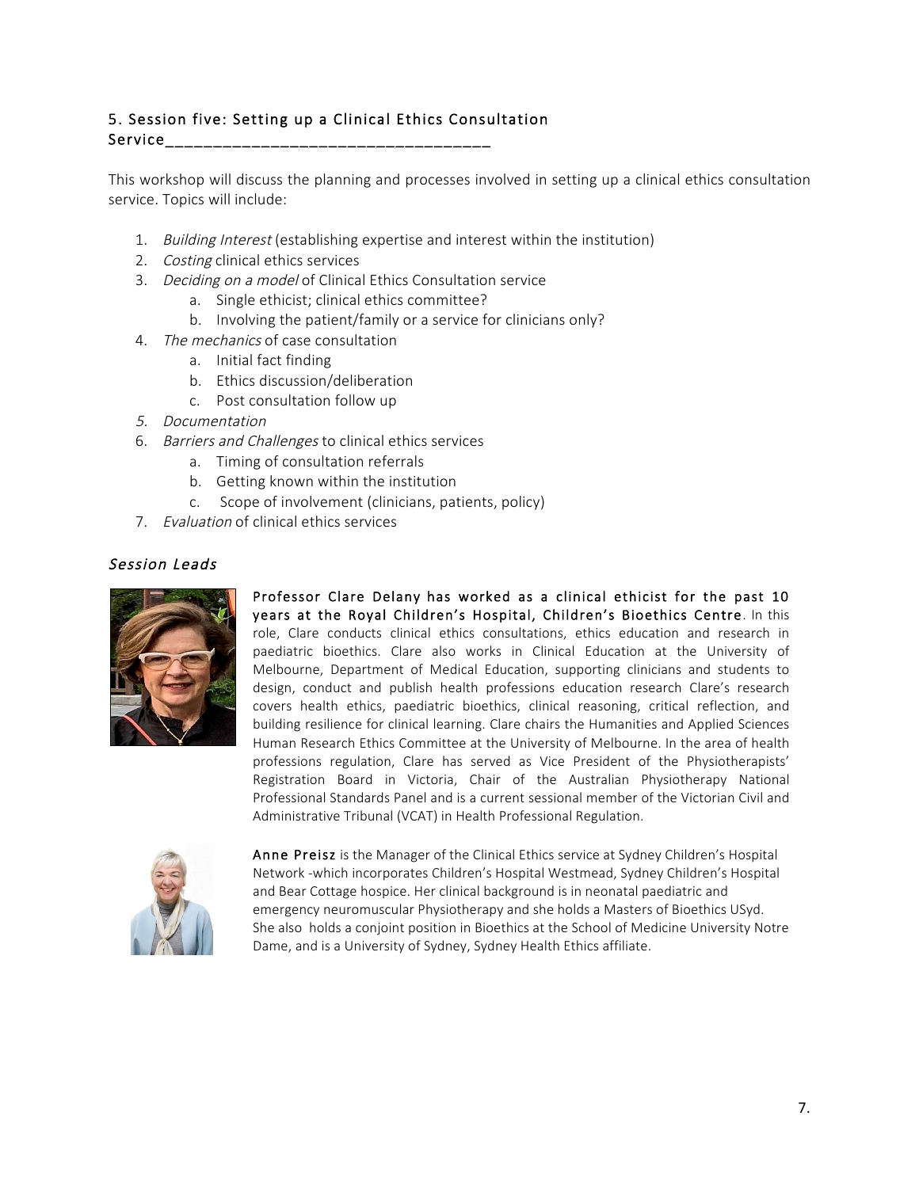## 5. Session five: Setting up a Clinical Ethics Consultation Service

This workshop will discuss the planning and processes involved in setting up a clinical ethics consultation service. Topics will include:

1. *Building Interest* (establishing expertise and interest within the institution)
2. *Costing* clinical ethics services
3. *Deciding on a model* of Clinical Ethics Consultation service
   a. Single ethicist; clinical ethics committee?
   b. Involving the patient/family or a service for clinicians only?
4. *The mechanics* of case consultation
   a. Initial fact finding
   b. Ethics discussion/deliberation
   c. Post consultation follow up
5. *Documentation*
6. *Barriers and Challenges* to clinical ethics services
   a. Timing of consultation referrals
   b. Getting known within the institution
   c. Scope of involvement (clinicians, patients, policy)
7. *Evaluation* of clinical ethics services

### *Session Leads*

**Professor Clare Delany has worked as a clinical ethicist for the past 10 years at the Royal Children's Hospital, Children's Bioethics Centre**. In this role, Clare conducts clinical ethics consultations, ethics education and research in paediatric bioethics. Clare also works in Clinical Education at the University of Melbourne, Department of Medical Education, supporting clinicians and students to design, conduct and publish health professions education research Clare's research covers health ethics, paediatric bioethics, clinical reasoning, critical reflection, and building resilience for clinical learning. Clare chairs the Humanities and Applied Sciences Human Research Ethics Committee at the University of Melbourne. In the area of health professions regulation, Clare has served as Vice President of the Physiotherapists' Registration Board in Victoria, Chair of the Australian Physiotherapy National Professional Standards Panel and is a current sessional member of the Victorian Civil and Administrative Tribunal (VCAT) in Health Professional Regulation.

**Anne Preisz** is the Manager of the Clinical Ethics service at Sydney Children's Hospital Network -which incorporates Children's Hospital Westmead, Sydney Children's Hospital and Bear Cottage hospice. Her clinical background is in neonatal paediatric and emergency neuromuscular Physiotherapy and she holds a Masters of Bioethics USyd. She also holds a conjoint position in Bioethics at the School of Medicine University Notre Dame, and is a University of Sydney, Sydney Health Ethics affiliate.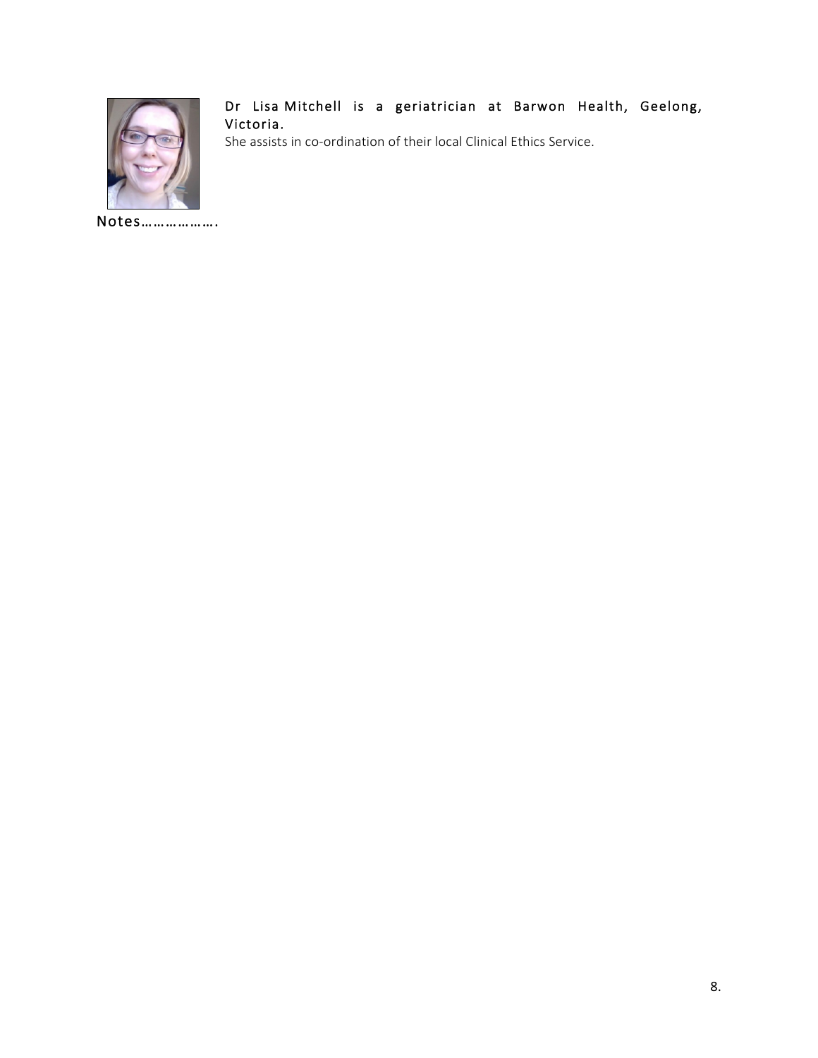Dr Lisa Mitchell is a geriatrician at Barwon Health, Geelong, Victoria.

She assists in co-ordination of their local Clinical Ethics Service.

Notes……………….